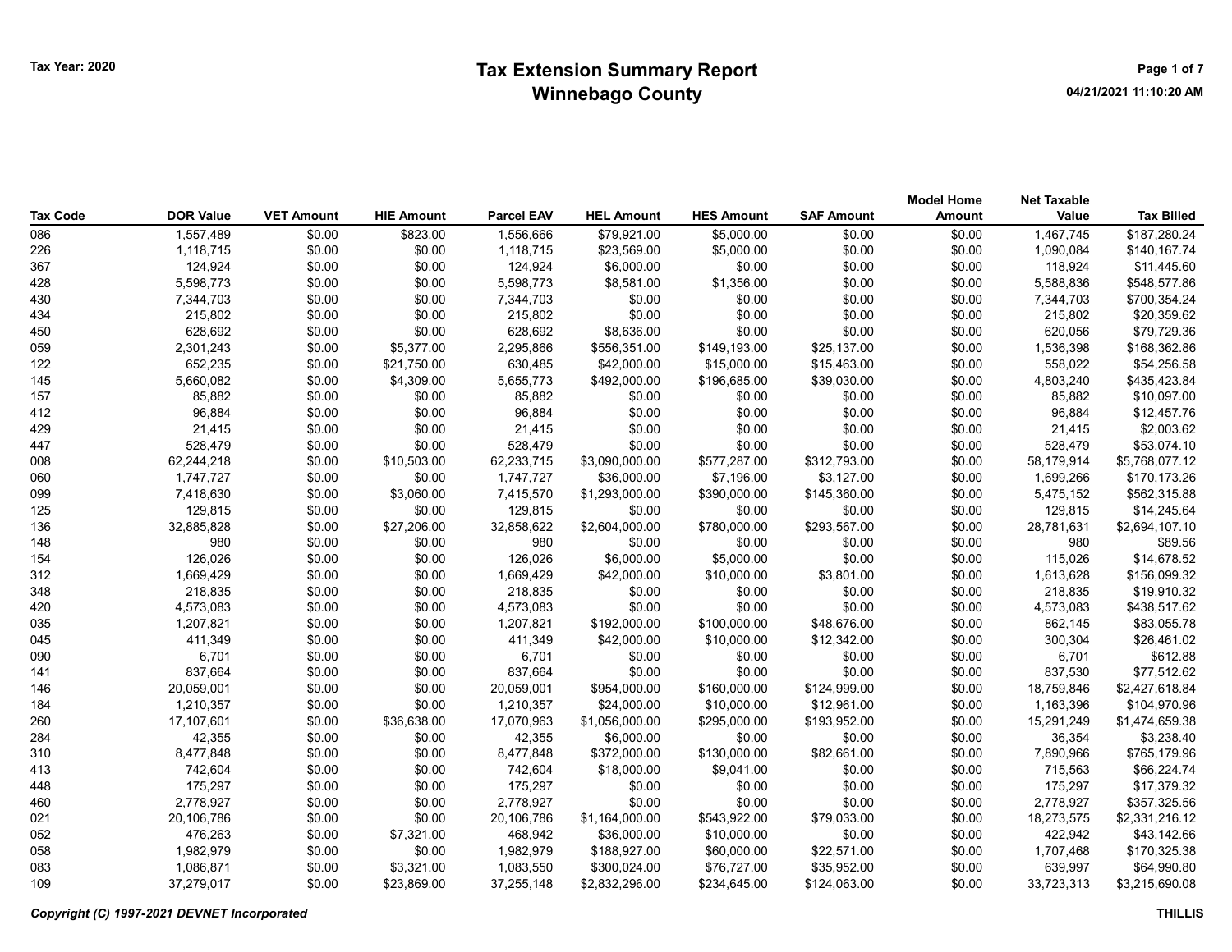Tax Year: 2020

# Tax Extension Summary Report
## Winnebago County

04/21/2021 11:10:20 AM

| Tax Code | DOR Value | VET Amount | HIE Amount | Parcel EAV | HEL Amount | HES Amount | SAF Amount | Model Home Amount | Net Taxable Value | Tax Billed |
|---|---|---|---|---|---|---|---|---|---|---|
| 086 | 1,557,489 | $0.00 | $823.00 | 1,556,666 | $79,921.00 | $5,000.00 | $0.00 | $0.00 | 1,467,745 | $187,280.24 |
| 226 | 1,118,715 | $0.00 | $0.00 | 1,118,715 | $23,569.00 | $5,000.00 | $0.00 | $0.00 | 1,090,084 | $140,167.74 |
| 367 | 124,924 | $0.00 | $0.00 | 124,924 | $6,000.00 | $0.00 | $0.00 | $0.00 | 118,924 | $11,445.60 |
| 428 | 5,598,773 | $0.00 | $0.00 | 5,598,773 | $8,581.00 | $1,356.00 | $0.00 | $0.00 | 5,588,836 | $548,577.86 |
| 430 | 7,344,703 | $0.00 | $0.00 | 7,344,703 | $0.00 | $0.00 | $0.00 | $0.00 | 7,344,703 | $700,354.24 |
| 434 | 215,802 | $0.00 | $0.00 | 215,802 | $0.00 | $0.00 | $0.00 | $0.00 | 215,802 | $20,359.62 |
| 450 | 628,692 | $0.00 | $0.00 | 628,692 | $8,636.00 | $0.00 | $0.00 | $0.00 | 620,056 | $79,729.36 |
| 059 | 2,301,243 | $0.00 | $5,377.00 | 2,295,866 | $556,351.00 | $149,193.00 | $25,137.00 | $0.00 | 1,536,398 | $168,362.86 |
| 122 | 652,235 | $0.00 | $21,750.00 | 630,485 | $42,000.00 | $15,000.00 | $15,463.00 | $0.00 | 558,022 | $54,256.58 |
| 145 | 5,660,082 | $0.00 | $4,309.00 | 5,655,773 | $492,000.00 | $196,685.00 | $39,030.00 | $0.00 | 4,803,240 | $435,423.84 |
| 157 | 85,882 | $0.00 | $0.00 | 85,882 | $0.00 | $0.00 | $0.00 | $0.00 | 85,882 | $10,097.00 |
| 412 | 96,884 | $0.00 | $0.00 | 96,884 | $0.00 | $0.00 | $0.00 | $0.00 | 96,884 | $12,457.76 |
| 429 | 21,415 | $0.00 | $0.00 | 21,415 | $0.00 | $0.00 | $0.00 | $0.00 | 21,415 | $2,003.62 |
| 447 | 528,479 | $0.00 | $0.00 | 528,479 | $0.00 | $0.00 | $0.00 | $0.00 | 528,479 | $53,074.10 |
| 008 | 62,244,218 | $0.00 | $10,503.00 | 62,233,715 | $3,090,000.00 | $577,287.00 | $312,793.00 | $0.00 | 58,179,914 | $5,768,077.12 |
| 060 | 1,747,727 | $0.00 | $0.00 | 1,747,727 | $36,000.00 | $7,196.00 | $3,127.00 | $0.00 | 1,699,266 | $170,173.26 |
| 099 | 7,418,630 | $0.00 | $3,060.00 | 7,415,570 | $1,293,000.00 | $390,000.00 | $145,360.00 | $0.00 | 5,475,152 | $562,315.88 |
| 125 | 129,815 | $0.00 | $0.00 | 129,815 | $0.00 | $0.00 | $0.00 | $0.00 | 129,815 | $14,245.64 |
| 136 | 32,885,828 | $0.00 | $27,206.00 | 32,858,622 | $2,604,000.00 | $780,000.00 | $293,567.00 | $0.00 | 28,781,631 | $2,694,107.10 |
| 148 | 980 | $0.00 | $0.00 | 980 | $0.00 | $0.00 | $0.00 | $0.00 | 980 | $89.56 |
| 154 | 126,026 | $0.00 | $0.00 | 126,026 | $6,000.00 | $5,000.00 | $0.00 | $0.00 | 115,026 | $14,678.52 |
| 312 | 1,669,429 | $0.00 | $0.00 | 1,669,429 | $42,000.00 | $10,000.00 | $3,801.00 | $0.00 | 1,613,628 | $156,099.32 |
| 348 | 218,835 | $0.00 | $0.00 | 218,835 | $0.00 | $0.00 | $0.00 | $0.00 | 218,835 | $19,910.32 |
| 420 | 4,573,083 | $0.00 | $0.00 | 4,573,083 | $0.00 | $0.00 | $0.00 | $0.00 | 4,573,083 | $438,517.62 |
| 035 | 1,207,821 | $0.00 | $0.00 | 1,207,821 | $192,000.00 | $100,000.00 | $48,676.00 | $0.00 | 862,145 | $83,055.78 |
| 045 | 411,349 | $0.00 | $0.00 | 411,349 | $42,000.00 | $10,000.00 | $12,342.00 | $0.00 | 300,304 | $26,461.02 |
| 090 | 6,701 | $0.00 | $0.00 | 6,701 | $0.00 | $0.00 | $0.00 | $0.00 | 6,701 | $612.88 |
| 141 | 837,664 | $0.00 | $0.00 | 837,664 | $0.00 | $0.00 | $0.00 | $0.00 | 837,530 | $77,512.62 |
| 146 | 20,059,001 | $0.00 | $0.00 | 20,059,001 | $954,000.00 | $160,000.00 | $124,999.00 | $0.00 | 18,759,846 | $2,427,618.84 |
| 184 | 1,210,357 | $0.00 | $0.00 | 1,210,357 | $24,000.00 | $10,000.00 | $12,961.00 | $0.00 | 1,163,396 | $104,970.96 |
| 260 | 17,107,601 | $0.00 | $36,638.00 | 17,070,963 | $1,056,000.00 | $295,000.00 | $193,952.00 | $0.00 | 15,291,249 | $1,474,659.38 |
| 284 | 42,355 | $0.00 | $0.00 | 42,355 | $6,000.00 | $0.00 | $0.00 | $0.00 | 36,354 | $3,238.40 |
| 310 | 8,477,848 | $0.00 | $0.00 | 8,477,848 | $372,000.00 | $130,000.00 | $82,661.00 | $0.00 | 7,890,966 | $765,179.96 |
| 413 | 742,604 | $0.00 | $0.00 | 742,604 | $18,000.00 | $9,041.00 | $0.00 | $0.00 | 715,563 | $66,224.74 |
| 448 | 175,297 | $0.00 | $0.00 | 175,297 | $0.00 | $0.00 | $0.00 | $0.00 | 175,297 | $17,379.32 |
| 460 | 2,778,927 | $0.00 | $0.00 | 2,778,927 | $0.00 | $0.00 | $0.00 | $0.00 | 2,778,927 | $357,325.56 |
| 021 | 20,106,786 | $0.00 | $0.00 | 20,106,786 | $1,164,000.00 | $543,922.00 | $79,033.00 | $0.00 | 18,273,575 | $2,331,216.12 |
| 052 | 476,263 | $0.00 | $7,321.00 | 468,942 | $36,000.00 | $10,000.00 | $0.00 | $0.00 | 422,942 | $43,142.66 |
| 058 | 1,982,979 | $0.00 | $0.00 | 1,982,979 | $188,927.00 | $60,000.00 | $22,571.00 | $0.00 | 1,707,468 | $170,325.38 |
| 083 | 1,086,871 | $0.00 | $3,321.00 | 1,083,550 | $300,024.00 | $76,727.00 | $35,952.00 | $0.00 | 639,997 | $64,990.80 |
| 109 | 37,279,017 | $0.00 | $23,869.00 | 37,255,148 | $2,832,296.00 | $234,645.00 | $124,063.00 | $0.00 | 33,723,313 | $3,215,690.08 |

*Copyright (C) 1997-2021 DEVNET Incorporated*

THILLIS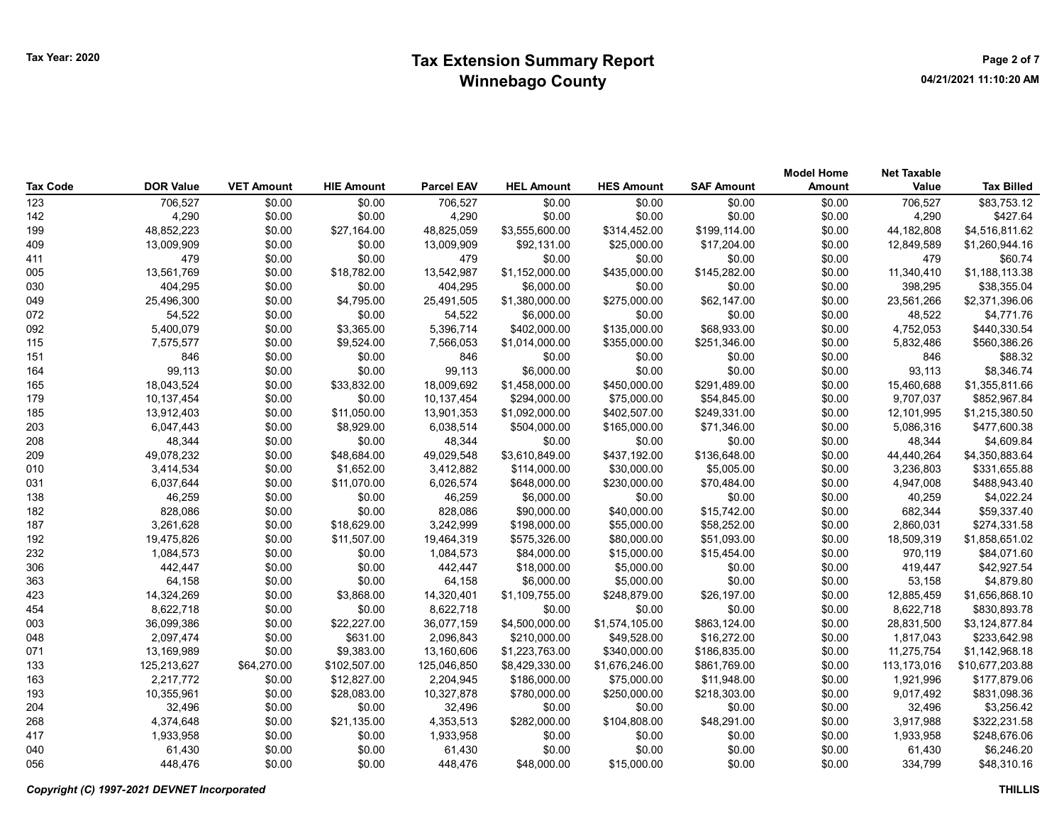# Tax Extension Summary Report
## Winnebago County

Tax Year: 2020

| Tax Code | DOR Value | VET Amount | HIE Amount | Parcel EAV | HEL Amount | HES Amount | SAF Amount | Model Home Amount | Net Taxable Value | Tax Billed |
|---|---|---|---|---|---|---|---|---|---|---|
| 123 | 706,527 | $0.00 | $0.00 | 706,527 | $0.00 | $0.00 | $0.00 | $0.00 | 706,527 | $83,753.12 |
| 142 | 4,290 | $0.00 | $0.00 | 4,290 | $0.00 | $0.00 | $0.00 | $0.00 | 4,290 | $427.64 |
| 199 | 48,852,223 | $0.00 | $27,164.00 | 48,825,059 | $3,555,600.00 | $314,452.00 | $199,114.00 | $0.00 | 44,182,808 | $4,516,811.62 |
| 409 | 13,009,909 | $0.00 | $0.00 | 13,009,909 | $92,131.00 | $25,000.00 | $17,204.00 | $0.00 | 12,849,589 | $1,260,944.16 |
| 411 | 479 | $0.00 | $0.00 | 479 | $0.00 | $0.00 | $0.00 | $0.00 | 479 | $60.74 |
| 005 | 13,561,769 | $0.00 | $18,782.00 | 13,542,987 | $1,152,000.00 | $435,000.00 | $145,282.00 | $0.00 | 11,340,410 | $1,188,113.38 |
| 030 | 404,295 | $0.00 | $0.00 | 404,295 | $6,000.00 | $0.00 | $0.00 | $0.00 | 398,295 | $38,355.04 |
| 049 | 25,496,300 | $0.00 | $4,795.00 | 25,491,505 | $1,380,000.00 | $275,000.00 | $62,147.00 | $0.00 | 23,561,266 | $2,371,396.06 |
| 072 | 54,522 | $0.00 | $0.00 | 54,522 | $6,000.00 | $0.00 | $0.00 | $0.00 | 48,522 | $4,771.76 |
| 092 | 5,400,079 | $0.00 | $3,365.00 | 5,396,714 | $402,000.00 | $135,000.00 | $68,933.00 | $0.00 | 4,752,053 | $440,330.54 |
| 115 | 7,575,577 | $0.00 | $9,524.00 | 7,566,053 | $1,014,000.00 | $355,000.00 | $251,346.00 | $0.00 | 5,832,486 | $560,386.26 |
| 151 | 846 | $0.00 | $0.00 | 846 | $0.00 | $0.00 | $0.00 | $0.00 | 846 | $88.32 |
| 164 | 99,113 | $0.00 | $0.00 | 99,113 | $6,000.00 | $0.00 | $0.00 | $0.00 | 93,113 | $8,346.74 |
| 165 | 18,043,524 | $0.00 | $33,832.00 | 18,009,692 | $1,458,000.00 | $450,000.00 | $291,489.00 | $0.00 | 15,460,688 | $1,355,811.66 |
| 179 | 10,137,454 | $0.00 | $0.00 | 10,137,454 | $294,000.00 | $75,000.00 | $54,845.00 | $0.00 | 9,707,037 | $852,967.84 |
| 185 | 13,912,403 | $0.00 | $11,050.00 | 13,901,353 | $1,092,000.00 | $402,507.00 | $249,331.00 | $0.00 | 12,101,995 | $1,215,380.50 |
| 203 | 6,047,443 | $0.00 | $8,929.00 | 6,038,514 | $504,000.00 | $165,000.00 | $71,346.00 | $0.00 | 5,086,316 | $477,600.38 |
| 208 | 48,344 | $0.00 | $0.00 | 48,344 | $0.00 | $0.00 | $0.00 | $0.00 | 48,344 | $4,609.84 |
| 209 | 49,078,232 | $0.00 | $48,684.00 | 49,029,548 | $3,610,849.00 | $437,192.00 | $136,648.00 | $0.00 | 44,440,264 | $4,350,883.64 |
| 010 | 3,414,534 | $0.00 | $1,652.00 | 3,412,882 | $114,000.00 | $30,000.00 | $5,005.00 | $0.00 | 3,236,803 | $331,655.88 |
| 031 | 6,037,644 | $0.00 | $11,070.00 | 6,026,574 | $648,000.00 | $230,000.00 | $70,484.00 | $0.00 | 4,947,008 | $488,943.40 |
| 138 | 46,259 | $0.00 | $0.00 | 46,259 | $6,000.00 | $0.00 | $0.00 | $0.00 | 40,259 | $4,022.24 |
| 182 | 828,086 | $0.00 | $0.00 | 828,086 | $90,000.00 | $40,000.00 | $15,742.00 | $0.00 | 682,344 | $59,337.40 |
| 187 | 3,261,628 | $0.00 | $18,629.00 | 3,242,999 | $198,000.00 | $55,000.00 | $58,252.00 | $0.00 | 2,860,031 | $274,331.58 |
| 192 | 19,475,826 | $0.00 | $11,507.00 | 19,464,319 | $575,326.00 | $80,000.00 | $51,093.00 | $0.00 | 18,509,319 | $1,858,651.02 |
| 232 | 1,084,573 | $0.00 | $0.00 | 1,084,573 | $84,000.00 | $15,000.00 | $15,454.00 | $0.00 | 970,119 | $84,071.60 |
| 306 | 442,447 | $0.00 | $0.00 | 442,447 | $18,000.00 | $5,000.00 | $0.00 | $0.00 | 419,447 | $42,927.54 |
| 363 | 64,158 | $0.00 | $0.00 | 64,158 | $6,000.00 | $5,000.00 | $0.00 | $0.00 | 53,158 | $4,879.80 |
| 423 | 14,324,269 | $0.00 | $3,868.00 | 14,320,401 | $1,109,755.00 | $248,879.00 | $26,197.00 | $0.00 | 12,885,459 | $1,656,868.10 |
| 454 | 8,622,718 | $0.00 | $0.00 | 8,622,718 | $0.00 | $0.00 | $0.00 | $0.00 | 8,622,718 | $830,893.78 |
| 003 | 36,099,386 | $0.00 | $22,227.00 | 36,077,159 | $4,500,000.00 | $1,574,105.00 | $863,124.00 | $0.00 | 28,831,500 | $3,124,877.84 |
| 048 | 2,097,474 | $0.00 | $631.00 | 2,096,843 | $210,000.00 | $49,528.00 | $16,272.00 | $0.00 | 1,817,043 | $233,642.98 |
| 071 | 13,169,989 | $0.00 | $9,383.00 | 13,160,606 | $1,223,763.00 | $340,000.00 | $186,835.00 | $0.00 | 11,275,754 | $1,142,968.18 |
| 133 | 125,213,627 | $64,270.00 | $102,507.00 | 125,046,850 | $8,429,330.00 | $1,676,246.00 | $861,769.00 | $0.00 | 113,173,016 | $10,677,203.88 |
| 163 | 2,217,772 | $0.00 | $12,827.00 | 2,204,945 | $186,000.00 | $75,000.00 | $11,948.00 | $0.00 | 1,921,996 | $177,879.06 |
| 193 | 10,355,961 | $0.00 | $28,083.00 | 10,327,878 | $780,000.00 | $250,000.00 | $218,303.00 | $0.00 | 9,017,492 | $831,098.36 |
| 204 | 32,496 | $0.00 | $0.00 | 32,496 | $0.00 | $0.00 | $0.00 | $0.00 | 32,496 | $3,256.42 |
| 268 | 4,374,648 | $0.00 | $21,135.00 | 4,353,513 | $282,000.00 | $104,808.00 | $48,291.00 | $0.00 | 3,917,988 | $322,231.58 |
| 417 | 1,933,958 | $0.00 | $0.00 | 1,933,958 | $0.00 | $0.00 | $0.00 | $0.00 | 1,933,958 | $248,676.06 |
| 040 | 61,430 | $0.00 | $0.00 | 61,430 | $0.00 | $0.00 | $0.00 | $0.00 | 61,430 | $6,246.20 |
| 056 | 448,476 | $0.00 | $0.00 | 448,476 | $48,000.00 | $15,000.00 | $0.00 | $0.00 | 334,799 | $48,310.16 |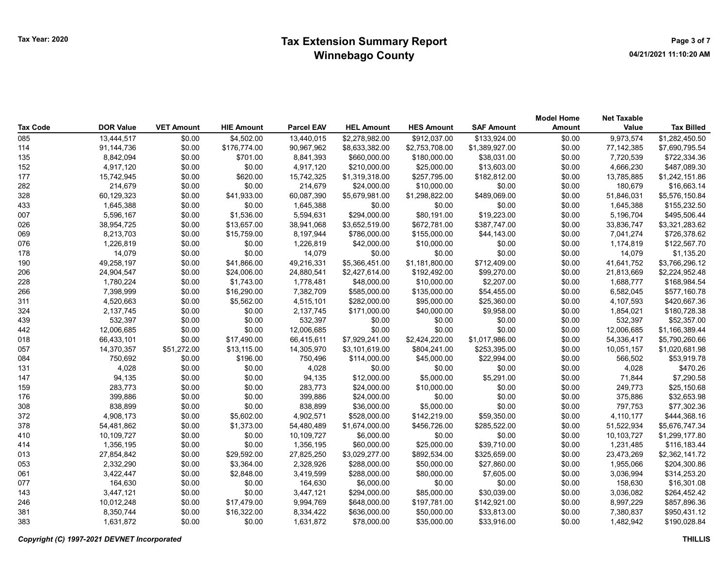Tax Year: 2020

# Tax Extension Summary Report
## Winnebago County

04/21/2021 11:10:20 AM

| Tax Code | DOR Value | VET Amount | HIE Amount | Parcel EAV | HEL Amount | HES Amount | SAF Amount | Model Home Amount | Net Taxable Value | Tax Billed |
|---|---|---|---|---|---|---|---|---|---|---|
| 085 | 13,444,517 | $0.00 | $4,502.00 | 13,440,015 | $2,278,982.00 | $912,037.00 | $133,924.00 | $0.00 | 9,973,574 | $1,282,450.50 |
| 114 | 91,144,736 | $0.00 | $176,774.00 | 90,967,962 | $8,633,382.00 | $2,753,708.00 | $1,389,927.00 | $0.00 | 77,142,385 | $7,690,795.54 |
| 135 | 8,842,094 | $0.00 | $701.00 | 8,841,393 | $660,000.00 | $180,000.00 | $38,031.00 | $0.00 | 7,720,539 | $722,334.36 |
| 152 | 4,917,120 | $0.00 | $0.00 | 4,917,120 | $210,000.00 | $25,000.00 | $13,603.00 | $0.00 | 4,666,230 | $487,089.30 |
| 177 | 15,742,945 | $0.00 | $620.00 | 15,742,325 | $1,319,318.00 | $257,795.00 | $182,812.00 | $0.00 | 13,785,885 | $1,242,151.86 |
| 282 | 214,679 | $0.00 | $0.00 | 214,679 | $24,000.00 | $10,000.00 | $0.00 | $0.00 | 180,679 | $16,663.14 |
| 328 | 60,129,323 | $0.00 | $41,933.00 | 60,087,390 | $5,679,981.00 | $1,298,822.00 | $489,069.00 | $0.00 | 51,846,031 | $5,576,150.84 |
| 433 | 1,645,388 | $0.00 | $0.00 | 1,645,388 | $0.00 | $0.00 | $0.00 | $0.00 | 1,645,388 | $155,232.50 |
| 007 | 5,596,167 | $0.00 | $1,536.00 | 5,594,631 | $294,000.00 | $80,191.00 | $19,223.00 | $0.00 | 5,196,704 | $495,506.44 |
| 026 | 38,954,725 | $0.00 | $13,657.00 | 38,941,068 | $3,652,519.00 | $672,781.00 | $387,747.00 | $0.00 | 33,836,747 | $3,321,283.62 |
| 069 | 8,213,703 | $0.00 | $15,759.00 | 8,197,944 | $786,000.00 | $155,000.00 | $44,143.00 | $0.00 | 7,041,274 | $726,378.62 |
| 076 | 1,226,819 | $0.00 | $0.00 | 1,226,819 | $42,000.00 | $10,000.00 | $0.00 | $0.00 | 1,174,819 | $122,567.70 |
| 178 | 14,079 | $0.00 | $0.00 | 14,079 | $0.00 | $0.00 | $0.00 | $0.00 | 14,079 | $1,135.20 |
| 190 | 49,258,197 | $0.00 | $41,866.00 | 49,216,331 | $5,366,451.00 | $1,181,800.00 | $712,409.00 | $0.00 | 41,641,752 | $3,766,296.12 |
| 206 | 24,904,547 | $0.00 | $24,006.00 | 24,880,541 | $2,427,614.00 | $192,492.00 | $99,270.00 | $0.00 | 21,813,669 | $2,224,952.48 |
| 228 | 1,780,224 | $0.00 | $1,743.00 | 1,778,481 | $48,000.00 | $10,000.00 | $2,207.00 | $0.00 | 1,688,777 | $168,984.54 |
| 266 | 7,398,999 | $0.00 | $16,290.00 | 7,382,709 | $585,000.00 | $135,000.00 | $54,455.00 | $0.00 | 6,582,045 | $577,160.78 |
| 311 | 4,520,663 | $0.00 | $5,562.00 | 4,515,101 | $282,000.00 | $95,000.00 | $25,360.00 | $0.00 | 4,107,593 | $420,667.36 |
| 324 | 2,137,745 | $0.00 | $0.00 | 2,137,745 | $171,000.00 | $40,000.00 | $9,958.00 | $0.00 | 1,854,021 | $180,728.38 |
| 439 | 532,397 | $0.00 | $0.00 | 532,397 | $0.00 | $0.00 | $0.00 | $0.00 | 532,397 | $52,357.00 |
| 442 | 12,006,685 | $0.00 | $0.00 | 12,006,685 | $0.00 | $0.00 | $0.00 | $0.00 | 12,006,685 | $1,166,389.44 |
| 018 | 66,433,101 | $0.00 | $17,490.00 | 66,415,611 | $7,929,241.00 | $2,424,220.00 | $1,017,986.00 | $0.00 | 54,336,417 | $5,790,260.66 |
| 057 | 14,370,357 | $51,272.00 | $13,115.00 | 14,305,970 | $3,101,619.00 | $804,241.00 | $253,395.00 | $0.00 | 10,051,157 | $1,020,681.98 |
| 084 | 750,692 | $0.00 | $196.00 | 750,496 | $114,000.00 | $45,000.00 | $22,994.00 | $0.00 | 566,502 | $53,919.78 |
| 131 | 4,028 | $0.00 | $0.00 | 4,028 | $0.00 | $0.00 | $0.00 | $0.00 | 4,028 | $470.26 |
| 147 | 94,135 | $0.00 | $0.00 | 94,135 | $12,000.00 | $5,000.00 | $5,291.00 | $0.00 | 71,844 | $7,290.58 |
| 159 | 283,773 | $0.00 | $0.00 | 283,773 | $24,000.00 | $10,000.00 | $0.00 | $0.00 | 249,773 | $25,150.68 |
| 176 | 399,886 | $0.00 | $0.00 | 399,886 | $24,000.00 | $0.00 | $0.00 | $0.00 | 375,886 | $32,653.98 |
| 308 | 838,899 | $0.00 | $0.00 | 838,899 | $36,000.00 | $5,000.00 | $0.00 | $0.00 | 797,753 | $77,302.36 |
| 372 | 4,908,173 | $0.00 | $5,602.00 | 4,902,571 | $528,000.00 | $142,219.00 | $59,350.00 | $0.00 | 4,110,177 | $444,368.16 |
| 378 | 54,481,862 | $0.00 | $1,373.00 | 54,480,489 | $1,674,000.00 | $456,726.00 | $285,522.00 | $0.00 | 51,522,934 | $5,676,747.34 |
| 410 | 10,109,727 | $0.00 | $0.00 | 10,109,727 | $6,000.00 | $0.00 | $0.00 | $0.00 | 10,103,727 | $1,299,177.80 |
| 414 | 1,356,195 | $0.00 | $0.00 | 1,356,195 | $60,000.00 | $25,000.00 | $39,710.00 | $0.00 | 1,231,485 | $116,183.44 |
| 013 | 27,854,842 | $0.00 | $29,592.00 | 27,825,250 | $3,029,277.00 | $892,534.00 | $325,659.00 | $0.00 | 23,473,269 | $2,362,141.72 |
| 053 | 2,332,290 | $0.00 | $3,364.00 | 2,328,926 | $288,000.00 | $50,000.00 | $27,860.00 | $0.00 | 1,955,066 | $204,300.86 |
| 061 | 3,422,447 | $0.00 | $2,848.00 | 3,419,599 | $288,000.00 | $80,000.00 | $7,605.00 | $0.00 | 3,036,994 | $314,253.20 |
| 077 | 164,630 | $0.00 | $0.00 | 164,630 | $6,000.00 | $0.00 | $0.00 | $0.00 | 158,630 | $16,301.08 |
| 143 | 3,447,121 | $0.00 | $0.00 | 3,447,121 | $294,000.00 | $85,000.00 | $30,039.00 | $0.00 | 3,036,082 | $264,452.42 |
| 246 | 10,012,248 | $0.00 | $17,479.00 | 9,994,769 | $648,000.00 | $197,781.00 | $142,921.00 | $0.00 | 8,997,229 | $857,896.36 |
| 381 | 8,350,744 | $0.00 | $16,322.00 | 8,334,422 | $636,000.00 | $50,000.00 | $33,813.00 | $0.00 | 7,380,837 | $950,431.12 |
| 383 | 1,631,872 | $0.00 | $0.00 | 1,631,872 | $78,000.00 | $35,000.00 | $33,916.00 | $0.00 | 1,482,942 | $190,028.84 |

*Copyright (C) 1997-2021 DEVNET Incorporated*

THILLIS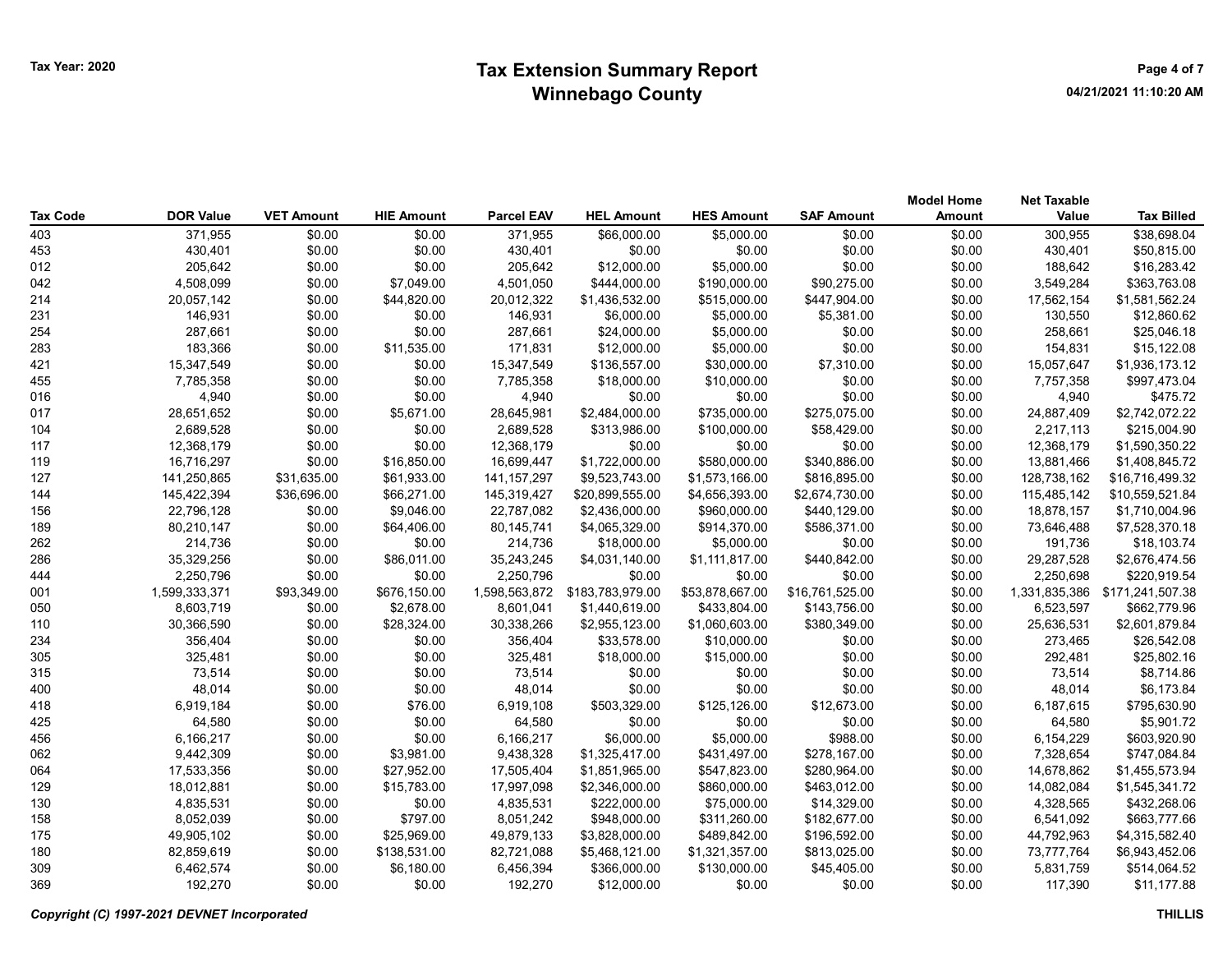Tax Year: 2020

# Tax Extension Summary Report
## Winnebago County

| Tax Code | DOR Value | VET Amount | HIE Amount | Parcel EAV | HEL Amount | HES Amount | SAF Amount | Model Home Amount | Net Taxable Value | Tax Billed |
|---|---|---|---|---|---|---|---|---|---|---|
| 403 | 371,955 | $0.00 | $0.00 | 371,955 | $66,000.00 | $5,000.00 | $0.00 | $0.00 | 300,955 | $38,698.04 |
| 453 | 430,401 | $0.00 | $0.00 | 430,401 | $0.00 | $0.00 | $0.00 | $0.00 | 430,401 | $50,815.00 |
| 012 | 205,642 | $0.00 | $0.00 | 205,642 | $12,000.00 | $5,000.00 | $0.00 | $0.00 | 188,642 | $16,283.42 |
| 042 | 4,508,099 | $0.00 | $7,049.00 | 4,501,050 | $444,000.00 | $190,000.00 | $90,275.00 | $0.00 | 3,549,284 | $363,763.08 |
| 214 | 20,057,142 | $0.00 | $44,820.00 | 20,012,322 | $1,436,532.00 | $515,000.00 | $447,904.00 | $0.00 | 17,562,154 | $1,581,562.24 |
| 231 | 146,931 | $0.00 | $0.00 | 146,931 | $6,000.00 | $5,000.00 | $5,381.00 | $0.00 | 130,550 | $12,860.62 |
| 254 | 287,661 | $0.00 | $0.00 | 287,661 | $24,000.00 | $5,000.00 | $0.00 | $0.00 | 258,661 | $25,046.18 |
| 283 | 183,366 | $0.00 | $11,535.00 | 171,831 | $12,000.00 | $5,000.00 | $0.00 | $0.00 | 154,831 | $15,122.08 |
| 421 | 15,347,549 | $0.00 | $0.00 | 15,347,549 | $136,557.00 | $30,000.00 | $7,310.00 | $0.00 | 15,057,647 | $1,936,173.12 |
| 455 | 7,785,358 | $0.00 | $0.00 | 7,785,358 | $18,000.00 | $10,000.00 | $0.00 | $0.00 | 7,757,358 | $997,473.04 |
| 016 | 4,940 | $0.00 | $0.00 | 4,940 | $0.00 | $0.00 | $0.00 | $0.00 | 4,940 | $475.72 |
| 017 | 28,651,652 | $0.00 | $5,671.00 | 28,645,981 | $2,484,000.00 | $735,000.00 | $275,075.00 | $0.00 | 24,887,409 | $2,742,072.22 |
| 104 | 2,689,528 | $0.00 | $0.00 | 2,689,528 | $313,986.00 | $100,000.00 | $58,429.00 | $0.00 | 2,217,113 | $215,004.90 |
| 117 | 12,368,179 | $0.00 | $0.00 | 12,368,179 | $0.00 | $0.00 | $0.00 | $0.00 | 12,368,179 | $1,590,350.22 |
| 119 | 16,716,297 | $0.00 | $16,850.00 | 16,699,447 | $1,722,000.00 | $580,000.00 | $340,886.00 | $0.00 | 13,881,466 | $1,408,845.72 |
| 127 | 141,250,865 | $31,635.00 | $61,933.00 | 141,157,297 | $9,523,743.00 | $1,573,166.00 | $816,895.00 | $0.00 | 128,738,162 | $16,716,499.32 |
| 144 | 145,422,394 | $36,696.00 | $66,271.00 | 145,319,427 | $20,899,555.00 | $4,656,393.00 | $2,674,730.00 | $0.00 | 115,485,142 | $10,559,521.84 |
| 156 | 22,796,128 | $0.00 | $9,046.00 | 22,787,082 | $2,436,000.00 | $960,000.00 | $440,129.00 | $0.00 | 18,878,157 | $1,710,004.96 |
| 189 | 80,210,147 | $0.00 | $64,406.00 | 80,145,741 | $4,065,329.00 | $914,370.00 | $586,371.00 | $0.00 | 73,646,488 | $7,528,370.18 |
| 262 | 214,736 | $0.00 | $0.00 | 214,736 | $18,000.00 | $5,000.00 | $0.00 | $0.00 | 191,736 | $18,103.74 |
| 286 | 35,329,256 | $0.00 | $86,011.00 | 35,243,245 | $4,031,140.00 | $1,111,817.00 | $440,842.00 | $0.00 | 29,287,528 | $2,676,474.56 |
| 444 | 2,250,796 | $0.00 | $0.00 | 2,250,796 | $0.00 | $0.00 | $0.00 | $0.00 | 2,250,698 | $220,919.54 |
| 001 | 1,599,333,371 | $93,349.00 | $676,150.00 | 1,598,563,872 | $183,783,979.00 | $53,878,667.00 | $16,761,525.00 | $0.00 | 1,331,835,386 | $171,241,507.38 |
| 050 | 8,603,719 | $0.00 | $2,678.00 | 8,601,041 | $1,440,619.00 | $433,804.00 | $143,756.00 | $0.00 | 6,523,597 | $662,779.96 |
| 110 | 30,366,590 | $0.00 | $28,324.00 | 30,338,266 | $2,955,123.00 | $1,060,603.00 | $380,349.00 | $0.00 | 25,636,531 | $2,601,879.84 |
| 234 | 356,404 | $0.00 | $0.00 | 356,404 | $33,578.00 | $10,000.00 | $0.00 | $0.00 | 273,465 | $26,542.08 |
| 305 | 325,481 | $0.00 | $0.00 | 325,481 | $18,000.00 | $15,000.00 | $0.00 | $0.00 | 292,481 | $25,802.16 |
| 315 | 73,514 | $0.00 | $0.00 | 73,514 | $0.00 | $0.00 | $0.00 | $0.00 | 73,514 | $8,714.86 |
| 400 | 48,014 | $0.00 | $0.00 | 48,014 | $0.00 | $0.00 | $0.00 | $0.00 | 48,014 | $6,173.84 |
| 418 | 6,919,184 | $0.00 | $76.00 | 6,919,108 | $503,329.00 | $125,126.00 | $12,673.00 | $0.00 | 6,187,615 | $795,630.90 |
| 425 | 64,580 | $0.00 | $0.00 | 64,580 | $0.00 | $0.00 | $0.00 | $0.00 | 64,580 | $5,901.72 |
| 456 | 6,166,217 | $0.00 | $0.00 | 6,166,217 | $6,000.00 | $5,000.00 | $988.00 | $0.00 | 6,154,229 | $603,920.90 |
| 062 | 9,442,309 | $0.00 | $3,981.00 | 9,438,328 | $1,325,417.00 | $431,497.00 | $278,167.00 | $0.00 | 7,328,654 | $747,084.84 |
| 064 | 17,533,356 | $0.00 | $27,952.00 | 17,505,404 | $1,851,965.00 | $547,823.00 | $280,964.00 | $0.00 | 14,678,862 | $1,455,573.94 |
| 129 | 18,012,881 | $0.00 | $15,783.00 | 17,997,098 | $2,346,000.00 | $860,000.00 | $463,012.00 | $0.00 | 14,082,084 | $1,545,341.72 |
| 130 | 4,835,531 | $0.00 | $0.00 | 4,835,531 | $222,000.00 | $75,000.00 | $14,329.00 | $0.00 | 4,328,565 | $432,268.06 |
| 158 | 8,052,039 | $0.00 | $797.00 | 8,051,242 | $948,000.00 | $311,260.00 | $182,677.00 | $0.00 | 6,541,092 | $663,777.66 |
| 175 | 49,905,102 | $0.00 | $25,969.00 | 49,879,133 | $3,828,000.00 | $489,842.00 | $196,592.00 | $0.00 | 44,792,963 | $4,315,582.40 |
| 180 | 82,859,619 | $0.00 | $138,531.00 | 82,721,088 | $5,468,121.00 | $1,321,357.00 | $813,025.00 | $0.00 | 73,777,764 | $6,943,452.06 |
| 309 | 6,462,574 | $0.00 | $6,180.00 | 6,456,394 | $366,000.00 | $130,000.00 | $45,405.00 | $0.00 | 5,831,759 | $514,064.52 |
| 369 | 192,270 | $0.00 | $0.00 | 192,270 | $12,000.00 | $0.00 | $0.00 | $0.00 | 117,390 | $11,177.88 |

*Copyright (C) 1997-2021 DEVNET Incorporated*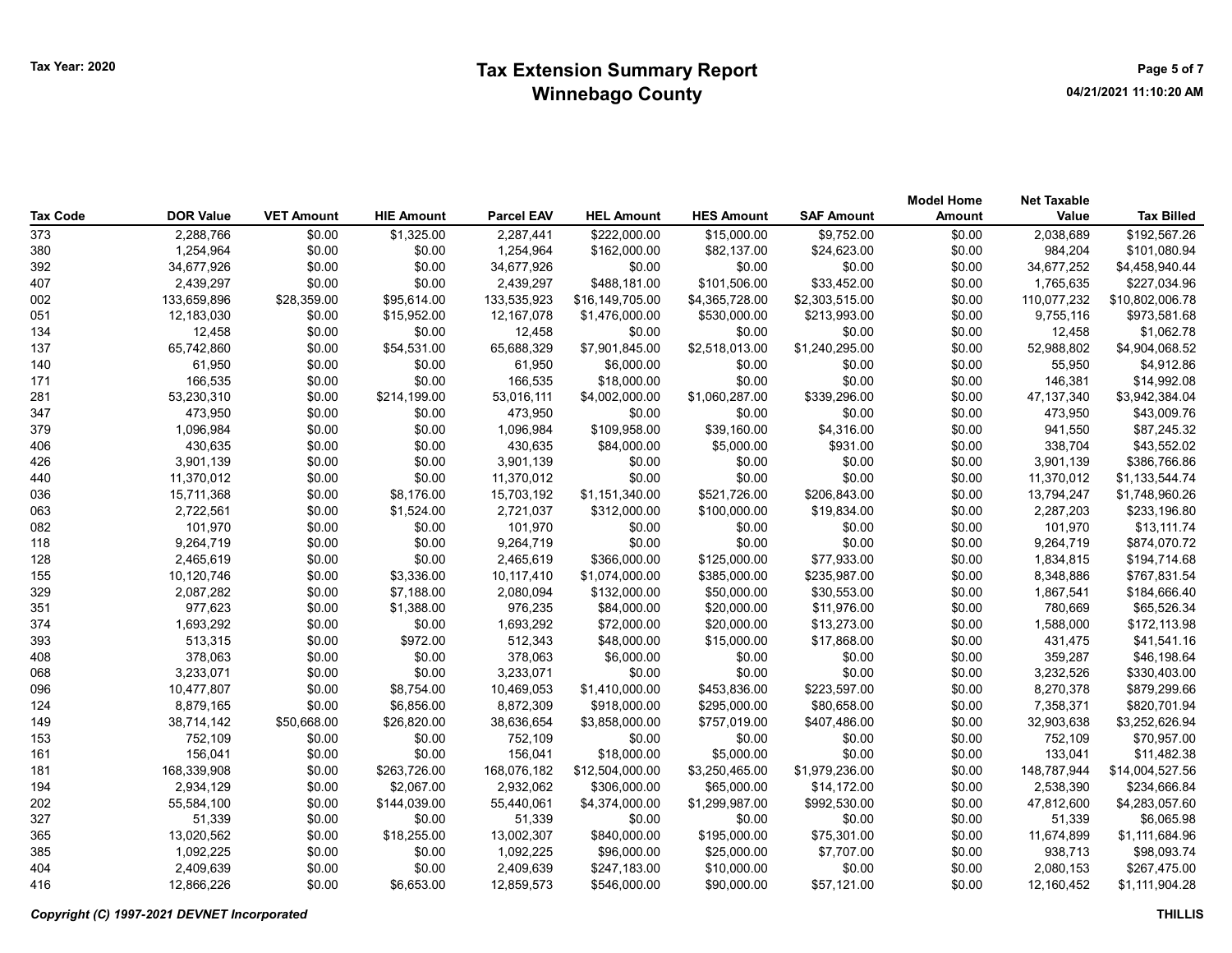Tax Year: 2020

# Tax Extension Summary Report
## Winnebago County

| Tax Code | DOR Value | VET Amount | HIE Amount | Parcel EAV | HEL Amount | HES Amount | SAF Amount | Model Home Amount | Net Taxable Value | Tax Billed |
|---|---|---|---|---|---|---|---|---|---|---|
| 373 | 2,288,766 | $0.00 | $1,325.00 | 2,287,441 | $222,000.00 | $15,000.00 | $9,752.00 | $0.00 | 2,038,689 | $192,567.26 |
| 380 | 1,254,964 | $0.00 | $0.00 | 1,254,964 | $162,000.00 | $82,137.00 | $24,623.00 | $0.00 | 984,204 | $101,080.94 |
| 392 | 34,677,926 | $0.00 | $0.00 | 34,677,926 | $0.00 | $0.00 | $0.00 | $0.00 | 34,677,252 | $4,458,940.44 |
| 407 | 2,439,297 | $0.00 | $0.00 | 2,439,297 | $488,181.00 | $101,506.00 | $33,452.00 | $0.00 | 1,765,635 | $227,034.96 |
| 002 | 133,659,896 | $28,359.00 | $95,614.00 | 133,535,923 | $16,149,705.00 | $4,365,728.00 | $2,303,515.00 | $0.00 | 110,077,232 | $10,802,006.78 |
| 051 | 12,183,030 | $0.00 | $15,952.00 | 12,167,078 | $1,476,000.00 | $530,000.00 | $213,993.00 | $0.00 | 9,755,116 | $973,581.68 |
| 134 | 12,458 | $0.00 | $0.00 | 12,458 | $0.00 | $0.00 | $0.00 | $0.00 | 12,458 | $1,062.78 |
| 137 | 65,742,860 | $0.00 | $54,531.00 | 65,688,329 | $7,901,845.00 | $2,518,013.00 | $1,240,295.00 | $0.00 | 52,988,802 | $4,904,068.52 |
| 140 | 61,950 | $0.00 | $0.00 | 61,950 | $6,000.00 | $0.00 | $0.00 | $0.00 | 55,950 | $4,912.86 |
| 171 | 166,535 | $0.00 | $0.00 | 166,535 | $18,000.00 | $0.00 | $0.00 | $0.00 | 146,381 | $14,992.08 |
| 281 | 53,230,310 | $0.00 | $214,199.00 | 53,016,111 | $4,002,000.00 | $1,060,287.00 | $339,296.00 | $0.00 | 47,137,340 | $3,942,384.04 |
| 347 | 473,950 | $0.00 | $0.00 | 473,950 | $0.00 | $0.00 | $0.00 | $0.00 | 473,950 | $43,009.76 |
| 379 | 1,096,984 | $0.00 | $0.00 | 1,096,984 | $109,958.00 | $39,160.00 | $4,316.00 | $0.00 | 941,550 | $87,245.32 |
| 406 | 430,635 | $0.00 | $0.00 | 430,635 | $84,000.00 | $5,000.00 | $931.00 | $0.00 | 338,704 | $43,552.02 |
| 426 | 3,901,139 | $0.00 | $0.00 | 3,901,139 | $0.00 | $0.00 | $0.00 | $0.00 | 3,901,139 | $386,766.86 |
| 440 | 11,370,012 | $0.00 | $0.00 | 11,370,012 | $0.00 | $0.00 | $0.00 | $0.00 | 11,370,012 | $1,133,544.74 |
| 036 | 15,711,368 | $0.00 | $8,176.00 | 15,703,192 | $1,151,340.00 | $521,726.00 | $206,843.00 | $0.00 | 13,794,247 | $1,748,960.26 |
| 063 | 2,722,561 | $0.00 | $1,524.00 | 2,721,037 | $312,000.00 | $100,000.00 | $19,834.00 | $0.00 | 2,287,203 | $233,196.80 |
| 082 | 101,970 | $0.00 | $0.00 | 101,970 | $0.00 | $0.00 | $0.00 | $0.00 | 101,970 | $13,111.74 |
| 118 | 9,264,719 | $0.00 | $0.00 | 9,264,719 | $0.00 | $0.00 | $0.00 | $0.00 | 9,264,719 | $874,070.72 |
| 128 | 2,465,619 | $0.00 | $0.00 | 2,465,619 | $366,000.00 | $125,000.00 | $77,933.00 | $0.00 | 1,834,815 | $194,714.68 |
| 155 | 10,120,746 | $0.00 | $3,336.00 | 10,117,410 | $1,074,000.00 | $385,000.00 | $235,987.00 | $0.00 | 8,348,886 | $767,831.54 |
| 329 | 2,087,282 | $0.00 | $7,188.00 | 2,080,094 | $132,000.00 | $50,000.00 | $30,553.00 | $0.00 | 1,867,541 | $184,666.40 |
| 351 | 977,623 | $0.00 | $1,388.00 | 976,235 | $84,000.00 | $20,000.00 | $11,976.00 | $0.00 | 780,669 | $65,526.34 |
| 374 | 1,693,292 | $0.00 | $0.00 | 1,693,292 | $72,000.00 | $20,000.00 | $13,273.00 | $0.00 | 1,588,000 | $172,113.98 |
| 393 | 513,315 | $0.00 | $972.00 | 512,343 | $48,000.00 | $15,000.00 | $17,868.00 | $0.00 | 431,475 | $41,541.16 |
| 408 | 378,063 | $0.00 | $0.00 | 378,063 | $6,000.00 | $0.00 | $0.00 | $0.00 | 359,287 | $46,198.64 |
| 068 | 3,233,071 | $0.00 | $0.00 | 3,233,071 | $0.00 | $0.00 | $0.00 | $0.00 | 3,232,526 | $330,403.00 |
| 096 | 10,477,807 | $0.00 | $8,754.00 | 10,469,053 | $1,410,000.00 | $453,836.00 | $223,597.00 | $0.00 | 8,270,378 | $879,299.66 |
| 124 | 8,879,165 | $0.00 | $6,856.00 | 8,872,309 | $918,000.00 | $295,000.00 | $80,658.00 | $0.00 | 7,358,371 | $820,701.94 |
| 149 | 38,714,142 | $50,668.00 | $26,820.00 | 38,636,654 | $3,858,000.00 | $757,019.00 | $407,486.00 | $0.00 | 32,903,638 | $3,252,626.94 |
| 153 | 752,109 | $0.00 | $0.00 | 752,109 | $0.00 | $0.00 | $0.00 | $0.00 | 752,109 | $70,957.00 |
| 161 | 156,041 | $0.00 | $0.00 | 156,041 | $18,000.00 | $5,000.00 | $0.00 | $0.00 | 133,041 | $11,482.38 |
| 181 | 168,339,908 | $0.00 | $263,726.00 | 168,076,182 | $12,504,000.00 | $3,250,465.00 | $1,979,236.00 | $0.00 | 148,787,944 | $14,004,527.56 |
| 194 | 2,934,129 | $0.00 | $2,067.00 | 2,932,062 | $306,000.00 | $65,000.00 | $14,172.00 | $0.00 | 2,538,390 | $234,666.84 |
| 202 | 55,584,100 | $0.00 | $144,039.00 | 55,440,061 | $4,374,000.00 | $1,299,987.00 | $992,530.00 | $0.00 | 47,812,600 | $4,283,057.60 |
| 327 | 51,339 | $0.00 | $0.00 | 51,339 | $0.00 | $0.00 | $0.00 | $0.00 | 51,339 | $6,065.98 |
| 365 | 13,020,562 | $0.00 | $18,255.00 | 13,002,307 | $840,000.00 | $195,000.00 | $75,301.00 | $0.00 | 11,674,899 | $1,111,684.96 |
| 385 | 1,092,225 | $0.00 | $0.00 | 1,092,225 | $96,000.00 | $25,000.00 | $7,707.00 | $0.00 | 938,713 | $98,093.74 |
| 404 | 2,409,639 | $0.00 | $0.00 | 2,409,639 | $247,183.00 | $10,000.00 | $0.00 | $0.00 | 2,080,153 | $267,475.00 |
| 416 | 12,866,226 | $0.00 | $6,653.00 | 12,859,573 | $546,000.00 | $90,000.00 | $57,121.00 | $0.00 | 12,160,452 | $1,111,904.28 |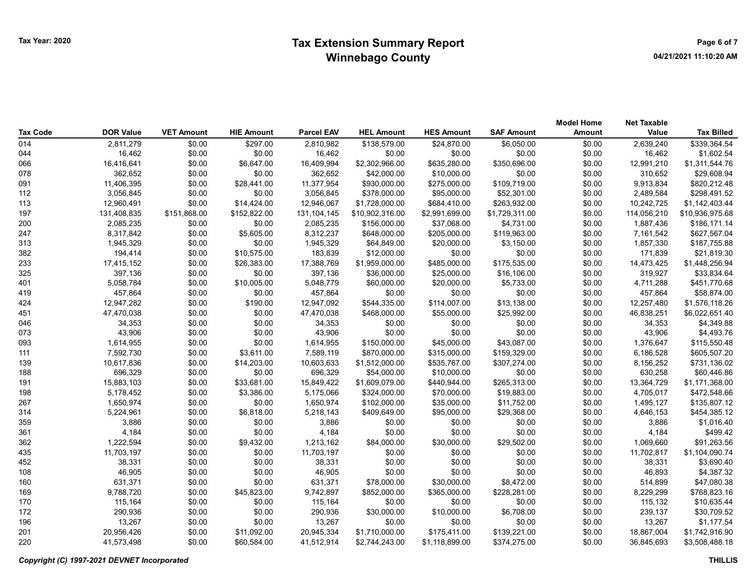Tax Year: 2020

# Tax Extension Summary Report
## Winnebago County

04/21/2021 11:10:20 AM

| Tax Code | DOR Value | VET Amount | HIE Amount | Parcel EAV | HEL Amount | HES Amount | SAF Amount | Model Home Amount | Net Taxable Value | Tax Billed |
|---|---|---|---|---|---|---|---|---|---|---|
| 014 | 2,811,279 | $0.00 | $297.00 | 2,810,982 | $138,579.00 | $24,870.00 | $6,050.00 | $0.00 | 2,639,240 | $339,364.54 |
| 044 | 16,462 | $0.00 | $0.00 | 16,462 | $0.00 | $0.00 | $0.00 | $0.00 | 16,462 | $1,602.54 |
| 066 | 16,416,641 | $0.00 | $6,647.00 | 16,409,994 | $2,302,966.00 | $635,280.00 | $350,696.00 | $0.00 | 12,991,210 | $1,311,544.76 |
| 078 | 362,652 | $0.00 | $0.00 | 362,652 | $42,000.00 | $10,000.00 | $0.00 | $0.00 | 310,652 | $29,608.94 |
| 091 | 11,406,395 | $0.00 | $28,441.00 | 11,377,954 | $930,000.00 | $275,000.00 | $109,719.00 | $0.00 | 9,913,834 | $820,212.48 |
| 112 | 3,056,845 | $0.00 | $0.00 | 3,056,845 | $378,000.00 | $95,000.00 | $52,301.00 | $0.00 | 2,489,584 | $298,491.52 |
| 113 | 12,960,491 | $0.00 | $14,424.00 | 12,946,067 | $1,728,000.00 | $684,410.00 | $263,932.00 | $0.00 | 10,242,725 | $1,142,403.44 |
| 197 | 131,408,835 | $151,868.00 | $152,822.00 | 131,104,145 | $10,902,316.00 | $2,991,699.00 | $1,729,311.00 | $0.00 | 114,056,210 | $10,936,975.68 |
| 200 | 2,085,235 | $0.00 | $0.00 | 2,085,235 | $156,000.00 | $37,068.00 | $4,731.00 | $0.00 | 1,887,436 | $186,171.14 |
| 247 | 8,317,842 | $0.00 | $5,605.00 | 8,312,237 | $648,000.00 | $205,000.00 | $119,963.00 | $0.00 | 7,161,542 | $627,567.04 |
| 313 | 1,945,329 | $0.00 | $0.00 | 1,945,329 | $64,849.00 | $20,000.00 | $3,150.00 | $0.00 | 1,857,330 | $187,755.88 |
| 382 | 194,414 | $0.00 | $10,575.00 | 183,839 | $12,000.00 | $0.00 | $0.00 | $0.00 | 171,839 | $21,819.30 |
| 233 | 17,415,152 | $0.00 | $26,383.00 | 17,388,769 | $1,959,000.00 | $485,000.00 | $175,535.00 | $0.00 | 14,473,425 | $1,448,256.94 |
| 325 | 397,136 | $0.00 | $0.00 | 397,136 | $36,000.00 | $25,000.00 | $16,106.00 | $0.00 | 319,927 | $33,834.64 |
| 401 | 5,058,784 | $0.00 | $10,005.00 | 5,048,779 | $60,000.00 | $20,000.00 | $5,733.00 | $0.00 | 4,711,288 | $451,770.68 |
| 419 | 457,864 | $0.00 | $0.00 | 457,864 | $0.00 | $0.00 | $0.00 | $0.00 | 457,864 | $58,874.00 |
| 424 | 12,947,282 | $0.00 | $190.00 | 12,947,092 | $544,335.00 | $114,007.00 | $13,138.00 | $0.00 | 12,257,480 | $1,576,118.26 |
| 451 | 47,470,038 | $0.00 | $0.00 | 47,470,038 | $468,000.00 | $55,000.00 | $25,992.00 | $0.00 | 46,838,251 | $6,022,651.40 |
| 046 | 34,353 | $0.00 | $0.00 | 34,353 | $0.00 | $0.00 | $0.00 | $0.00 | 34,353 | $4,349.88 |
| 073 | 43,906 | $0.00 | $0.00 | 43,906 | $0.00 | $0.00 | $0.00 | $0.00 | 43,906 | $4,493.76 |
| 093 | 1,614,955 | $0.00 | $0.00 | 1,614,955 | $150,000.00 | $45,000.00 | $43,087.00 | $0.00 | 1,376,647 | $115,550.48 |
| 111 | 7,592,730 | $0.00 | $3,611.00 | 7,589,119 | $870,000.00 | $315,000.00 | $159,329.00 | $0.00 | 6,186,528 | $605,507.20 |
| 139 | 10,617,836 | $0.00 | $14,203.00 | 10,603,633 | $1,512,000.00 | $535,767.00 | $307,274.00 | $0.00 | 8,156,252 | $731,136.02 |
| 188 | 696,329 | $0.00 | $0.00 | 696,329 | $54,000.00 | $10,000.00 | $0.00 | $0.00 | 630,258 | $60,446.86 |
| 191 | 15,883,103 | $0.00 | $33,681.00 | 15,849,422 | $1,609,079.00 | $440,944.00 | $265,313.00 | $0.00 | 13,364,729 | $1,171,368.00 |
| 198 | 5,178,452 | $0.00 | $3,386.00 | 5,175,066 | $324,000.00 | $70,000.00 | $19,883.00 | $0.00 | 4,705,017 | $472,548.66 |
| 267 | 1,650,974 | $0.00 | $0.00 | 1,650,974 | $102,000.00 | $35,000.00 | $11,752.00 | $0.00 | 1,495,127 | $135,807.12 |
| 314 | 5,224,961 | $0.00 | $6,818.00 | 5,218,143 | $409,649.00 | $95,000.00 | $29,368.00 | $0.00 | 4,646,153 | $454,385.12 |
| 359 | 3,886 | $0.00 | $0.00 | 3,886 | $0.00 | $0.00 | $0.00 | $0.00 | 3,886 | $1,016.40 |
| 361 | 4,184 | $0.00 | $0.00 | 4,184 | $0.00 | $0.00 | $0.00 | $0.00 | 4,184 | $499.42 |
| 362 | 1,222,594 | $0.00 | $9,432.00 | 1,213,162 | $84,000.00 | $30,000.00 | $29,502.00 | $0.00 | 1,069,660 | $91,263.56 |
| 435 | 11,703,197 | $0.00 | $0.00 | 11,703,197 | $0.00 | $0.00 | $0.00 | $0.00 | 11,702,817 | $1,104,090.74 |
| 452 | 38,331 | $0.00 | $0.00 | 38,331 | $0.00 | $0.00 | $0.00 | $0.00 | 38,331 | $3,690.40 |
| 108 | 46,905 | $0.00 | $0.00 | 46,905 | $0.00 | $0.00 | $0.00 | $0.00 | 46,893 | $4,387.32 |
| 160 | 631,371 | $0.00 | $0.00 | 631,371 | $78,000.00 | $30,000.00 | $8,472.00 | $0.00 | 514,899 | $47,080.38 |
| 169 | 9,788,720 | $0.00 | $45,823.00 | 9,742,897 | $852,000.00 | $365,000.00 | $228,281.00 | $0.00 | 8,229,299 | $768,823.16 |
| 170 | 115,164 | $0.00 | $0.00 | 115,164 | $0.00 | $0.00 | $0.00 | $0.00 | 115,132 | $10,635.44 |
| 172 | 290,936 | $0.00 | $0.00 | 290,936 | $30,000.00 | $10,000.00 | $6,708.00 | $0.00 | 239,137 | $30,709.52 |
| 196 | 13,267 | $0.00 | $0.00 | 13,267 | $0.00 | $0.00 | $0.00 | $0.00 | 13,267 | $1,177.54 |
| 201 | 20,956,426 | $0.00 | $11,092.00 | 20,945,334 | $1,710,000.00 | $175,411.00 | $139,221.00 | $0.00 | 18,867,004 | $1,742,916.90 |
| 220 | 41,573,498 | $0.00 | $60,584.00 | 41,512,914 | $2,744,243.00 | $1,118,899.00 | $374,275.00 | $0.00 | 36,845,693 | $3,508,488.18 |

*Copyright (C) 1997-2021 DEVNET Incorporated*

THILLIS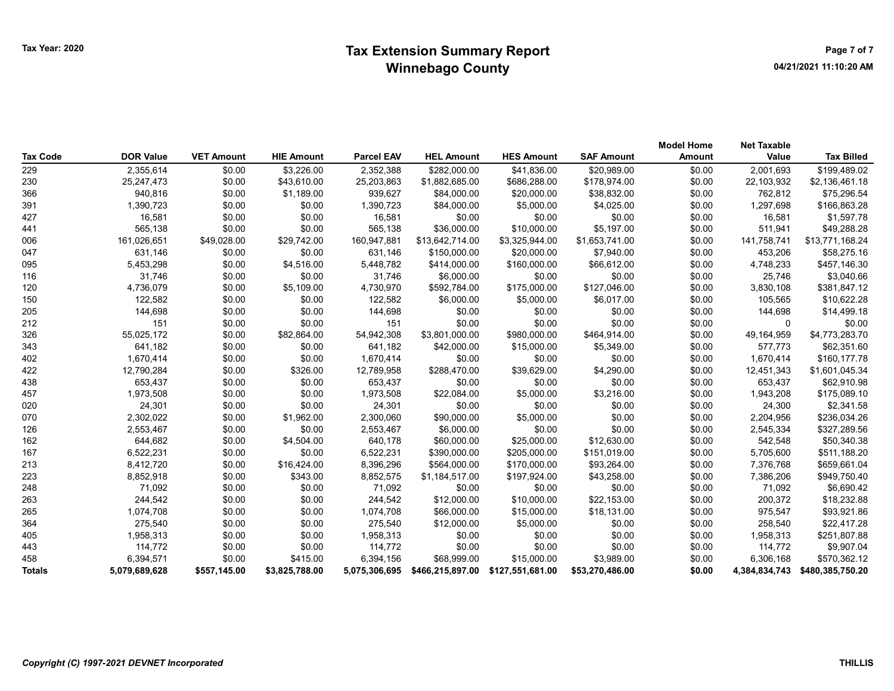Tax Year: 2020

# Tax Extension Summary Report
## Winnebago County

04/21/2021 11:10:20 AM

| Tax Code | DOR Value | VET Amount | HIE Amount | Parcel EAV | HEL Amount | HES Amount | SAF Amount | Model Home Amount | Net Taxable Value | Tax Billed |
|---|---|---|---|---|---|---|---|---|---|---|
| 229 | 2,355,614 | $0.00 | $3,226.00 | 2,352,388 | $282,000.00 | $41,836.00 | $20,989.00 | $0.00 | 2,001,693 | $199,489.02 |
| 230 | 25,247,473 | $0.00 | $43,610.00 | 25,203,863 | $1,882,685.00 | $686,288.00 | $178,974.00 | $0.00 | 22,103,932 | $2,136,461.18 |
| 366 | 940,816 | $0.00 | $1,189.00 | 939,627 | $84,000.00 | $20,000.00 | $38,832.00 | $0.00 | 762,812 | $75,296.54 |
| 391 | 1,390,723 | $0.00 | $0.00 | 1,390,723 | $84,000.00 | $5,000.00 | $4,025.00 | $0.00 | 1,297,698 | $166,863.28 |
| 427 | 16,581 | $0.00 | $0.00 | 16,581 | $0.00 | $0.00 | $0.00 | $0.00 | 16,581 | $1,597.78 |
| 441 | 565,138 | $0.00 | $0.00 | 565,138 | $36,000.00 | $10,000.00 | $5,197.00 | $0.00 | 511,941 | $49,288.28 |
| 006 | 161,026,651 | $49,028.00 | $29,742.00 | 160,947,881 | $13,642,714.00 | $3,325,944.00 | $1,653,741.00 | $0.00 | 141,758,741 | $13,771,168.24 |
| 047 | 631,146 | $0.00 | $0.00 | 631,146 | $150,000.00 | $20,000.00 | $7,940.00 | $0.00 | 453,206 | $58,275.16 |
| 095 | 5,453,298 | $0.00 | $4,516.00 | 5,448,782 | $414,000.00 | $160,000.00 | $66,612.00 | $0.00 | 4,748,233 | $457,146.30 |
| 116 | 31,746 | $0.00 | $0.00 | 31,746 | $6,000.00 | $0.00 | $0.00 | $0.00 | 25,746 | $3,040.66 |
| 120 | 4,736,079 | $0.00 | $5,109.00 | 4,730,970 | $592,784.00 | $175,000.00 | $127,046.00 | $0.00 | 3,830,108 | $381,847.12 |
| 150 | 122,582 | $0.00 | $0.00 | 122,582 | $6,000.00 | $5,000.00 | $6,017.00 | $0.00 | 105,565 | $10,622.28 |
| 205 | 144,698 | $0.00 | $0.00 | 144,698 | $0.00 | $0.00 | $0.00 | $0.00 | 144,698 | $14,499.18 |
| 212 | 151 | $0.00 | $0.00 | 151 | $0.00 | $0.00 | $0.00 | $0.00 | 0 | $0.00 |
| 326 | 55,025,172 | $0.00 | $82,864.00 | 54,942,308 | $3,801,000.00 | $980,000.00 | $464,914.00 | $0.00 | 49,164,959 | $4,773,283.70 |
| 343 | 641,182 | $0.00 | $0.00 | 641,182 | $42,000.00 | $15,000.00 | $5,349.00 | $0.00 | 577,773 | $62,351.60 |
| 402 | 1,670,414 | $0.00 | $0.00 | 1,670,414 | $0.00 | $0.00 | $0.00 | $0.00 | 1,670,414 | $160,177.78 |
| 422 | 12,790,284 | $0.00 | $326.00 | 12,789,958 | $288,470.00 | $39,629.00 | $4,290.00 | $0.00 | 12,451,343 | $1,601,045.34 |
| 438 | 653,437 | $0.00 | $0.00 | 653,437 | $0.00 | $0.00 | $0.00 | $0.00 | 653,437 | $62,910.98 |
| 457 | 1,973,508 | $0.00 | $0.00 | 1,973,508 | $22,084.00 | $5,000.00 | $3,216.00 | $0.00 | 1,943,208 | $175,089.10 |
| 020 | 24,301 | $0.00 | $0.00 | 24,301 | $0.00 | $0.00 | $0.00 | $0.00 | 24,300 | $2,341.58 |
| 070 | 2,302,022 | $0.00 | $1,962.00 | 2,300,060 | $90,000.00 | $5,000.00 | $0.00 | $0.00 | 2,204,956 | $236,034.26 |
| 126 | 2,553,467 | $0.00 | $0.00 | 2,553,467 | $6,000.00 | $0.00 | $0.00 | $0.00 | 2,545,334 | $327,289.56 |
| 162 | 644,682 | $0.00 | $4,504.00 | 640,178 | $60,000.00 | $25,000.00 | $12,630.00 | $0.00 | 542,548 | $50,340.38 |
| 167 | 6,522,231 | $0.00 | $0.00 | 6,522,231 | $390,000.00 | $205,000.00 | $151,019.00 | $0.00 | 5,705,600 | $511,188.20 |
| 213 | 8,412,720 | $0.00 | $16,424.00 | 8,396,296 | $564,000.00 | $170,000.00 | $93,264.00 | $0.00 | 7,376,768 | $659,661.04 |
| 223 | 8,852,918 | $0.00 | $343.00 | 8,852,575 | $1,184,517.00 | $197,924.00 | $43,258.00 | $0.00 | 7,386,206 | $949,750.40 |
| 248 | 71,092 | $0.00 | $0.00 | 71,092 | $0.00 | $0.00 | $0.00 | $0.00 | 71,092 | $6,690.42 |
| 263 | 244,542 | $0.00 | $0.00 | 244,542 | $12,000.00 | $10,000.00 | $22,153.00 | $0.00 | 200,372 | $18,232.88 |
| 265 | 1,074,708 | $0.00 | $0.00 | 1,074,708 | $66,000.00 | $15,000.00 | $18,131.00 | $0.00 | 975,547 | $93,921.86 |
| 364 | 275,540 | $0.00 | $0.00 | 275,540 | $12,000.00 | $5,000.00 | $0.00 | $0.00 | 258,540 | $22,417.28 |
| 405 | 1,958,313 | $0.00 | $0.00 | 1,958,313 | $0.00 | $0.00 | $0.00 | $0.00 | 1,958,313 | $251,807.88 |
| 443 | 114,772 | $0.00 | $0.00 | 114,772 | $0.00 | $0.00 | $0.00 | $0.00 | 114,772 | $9,907.04 |
| 458 | 6,394,571 | $0.00 | $415.00 | 6,394,156 | $68,999.00 | $15,000.00 | $3,989.00 | $0.00 | 6,306,168 | $570,362.12 |
| **Totals** | **5,079,689,628** | **$557,145.00** | **$3,825,788.00** | **5,075,306,695** | **$466,215,897.00** | **$127,551,681.00** | **$53,270,486.00** | **$0.00** | **4,384,834,743** | **$480,385,750.20** |

*Copyright (C) 1997-2021 DEVNET Incorporated*

THILLIS